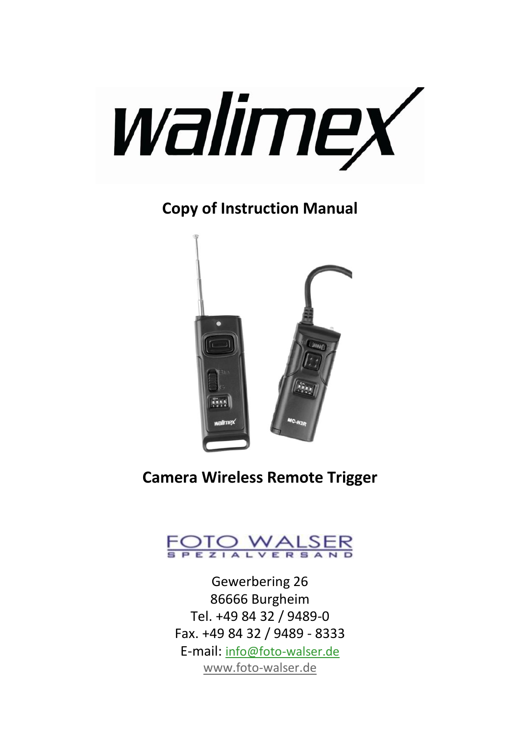walimex

## Copy of Instruction Manual

# Camera Wireless Remote Trigger

FOTO WALSER
SPEZIALVERSAND

Gewerbering 26
86666 Burgheim
Tel. +49 84 32 / 9489-0
Fax. +49 84 32 / 9489 - 8333
E-mail: info@foto-walser.de
www.foto-walser.de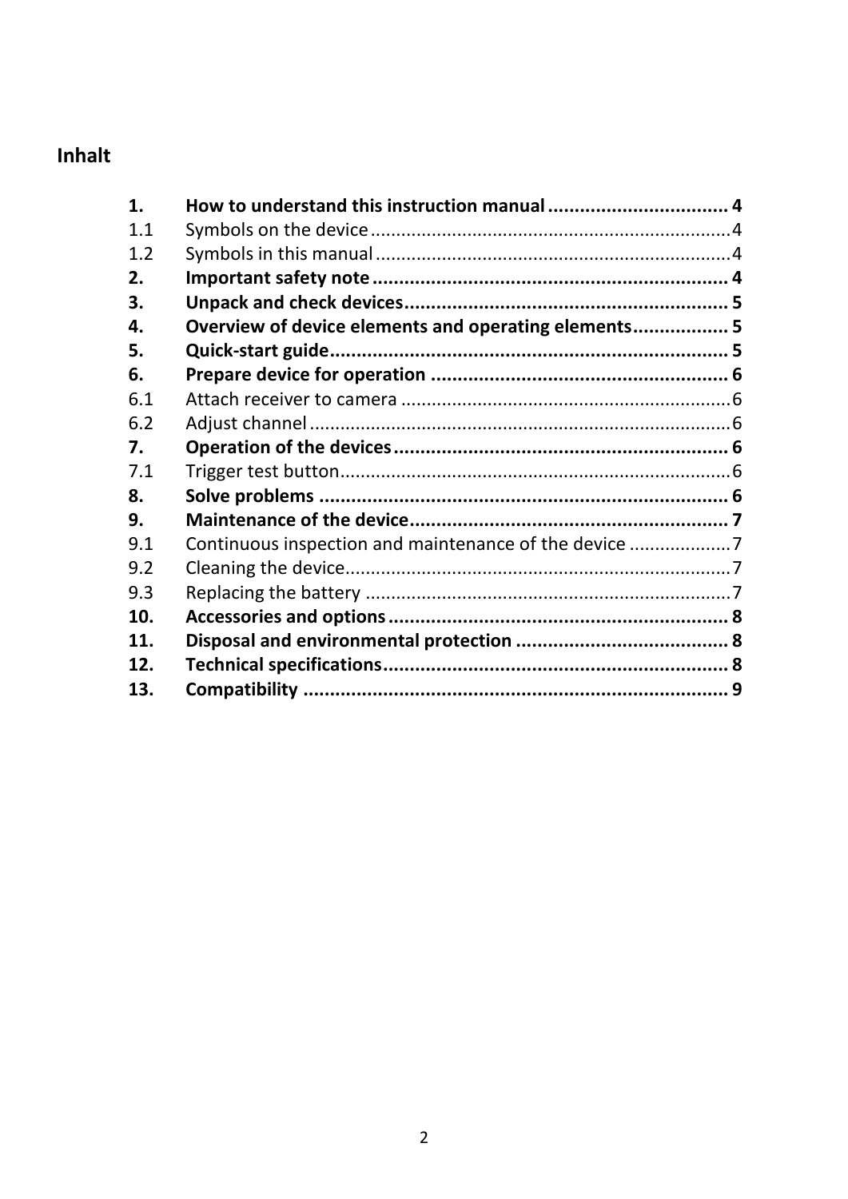## Inhalt

| | | |
|---|---|---|
| **1.** | **How to understand this instruction manual** | **4** |
| 1.1 | Symbols on the device | 4 |
| 1.2 | Symbols in this manual | 4 |
| **2.** | **Important safety note** | **4** |
| **3.** | **Unpack and check devices** | **5** |
| **4.** | **Overview of device elements and operating elements** | **5** |
| **5.** | **Quick-start guide** | **5** |
| **6.** | **Prepare device for operation** | **6** |
| 6.1 | Attach receiver to camera | 6 |
| 6.2 | Adjust channel | 6 |
| **7.** | **Operation of the devices** | **6** |
| 7.1 | Trigger test button | 6 |
| **8.** | **Solve problems** | **6** |
| **9.** | **Maintenance of the device** | **7** |
| 9.1 | Continuous inspection and maintenance of the device | 7 |
| 9.2 | Cleaning the device | 7 |
| 9.3 | Replacing the battery | 7 |
| **10.** | **Accessories and options** | **8** |
| **11.** | **Disposal and environmental protection** | **8** |
| **12.** | **Technical specifications** | **8** |
| **13.** | **Compatibility** | **9** |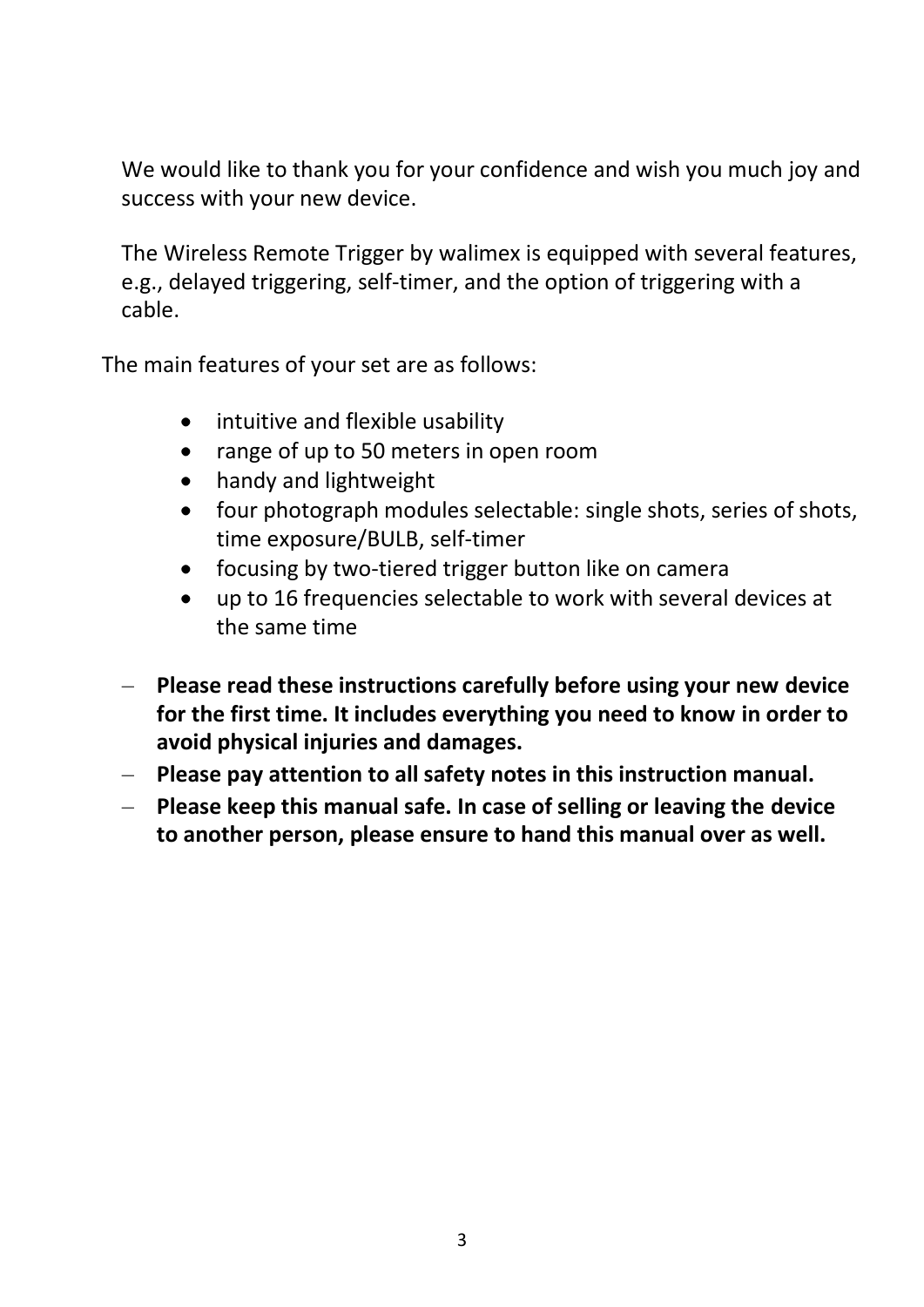We would like to thank you for your confidence and wish you much joy and success with your new device.

The Wireless Remote Trigger by walimex is equipped with several features, e.g., delayed triggering, self-timer, and the option of triggering with a cable.

The main features of your set are as follows:

- intuitive and flexible usability
- range of up to 50 meters in open room
- handy and lightweight
- four photograph modules selectable: single shots, series of shots, time exposure/BULB, self-timer
- focusing by two-tiered trigger button like on camera
- up to 16 frequencies selectable to work with several devices at the same time

- **Please read these instructions carefully before using your new device for the first time. It includes everything you need to know in order to avoid physical injuries and damages.**
- **Please pay attention to all safety notes in this instruction manual.**
- **Please keep this manual safe. In case of selling or leaving the device to another person, please ensure to hand this manual over as well.**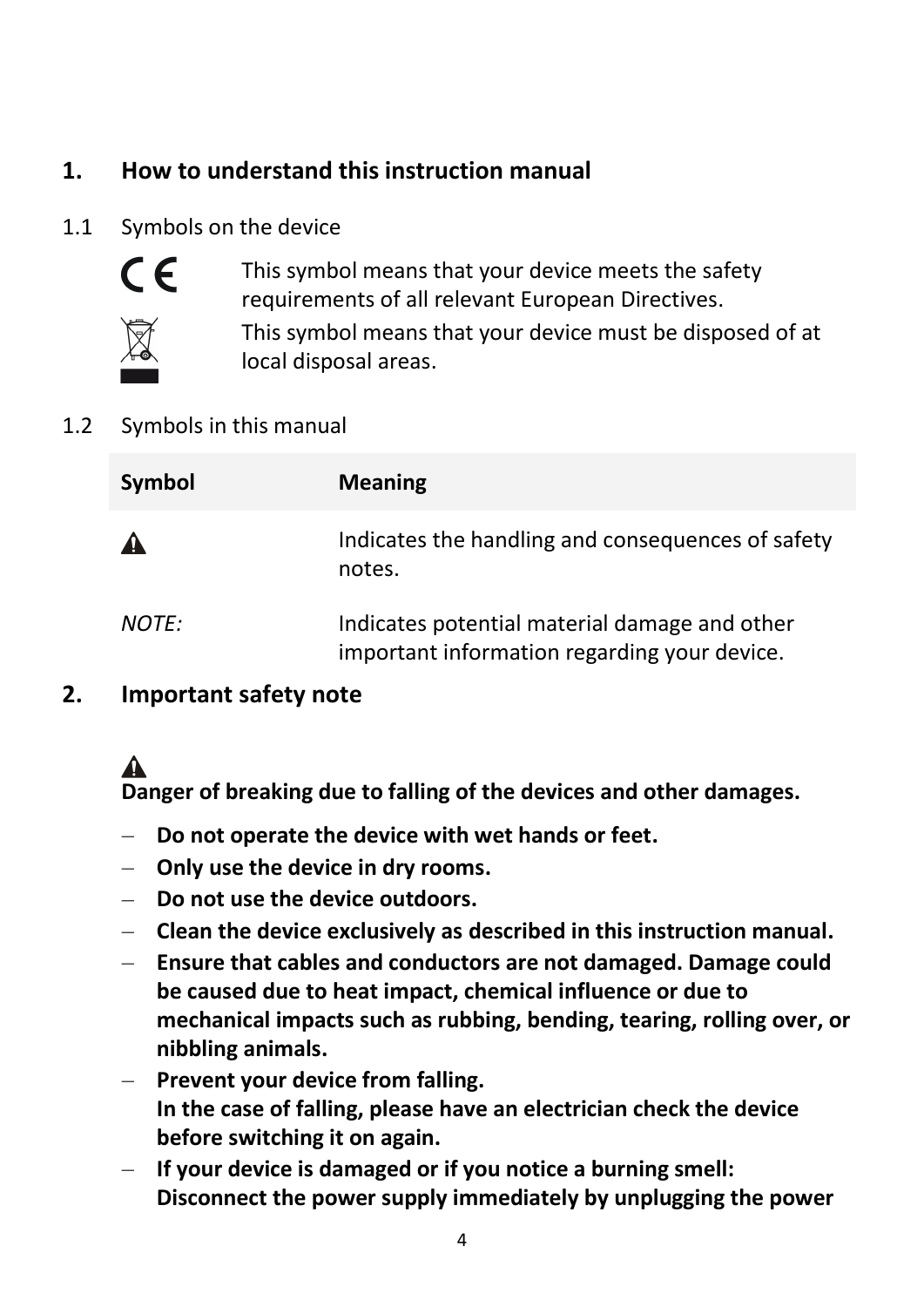## 1. How to understand this instruction manual

### 1.1 Symbols on the device

CE — This symbol means that your device meets the safety requirements of all relevant European Directives.

This symbol means that your device must be disposed of at local disposal areas.

### 1.2 Symbols in this manual

| Symbol | Meaning |
|---|---|
| ⚠ | Indicates the handling and consequences of safety notes. |
| *NOTE:* | Indicates potential material damage and other important information regarding your device. |

## 2. Important safety note

⚠

**Danger of breaking due to falling of the devices and other damages.**

- **Do not operate the device with wet hands or feet.**
- **Only use the device in dry rooms.**
- **Do not use the device outdoors.**
- **Clean the device exclusively as described in this instruction manual.**
- **Ensure that cables and conductors are not damaged. Damage could be caused due to heat impact, chemical influence or due to mechanical impacts such as rubbing, bending, tearing, rolling over, or nibbling animals.**
- **Prevent your device from falling.**
  **In the case of falling, please have an electrician check the device before switching it on again.**
- **If your device is damaged or if you notice a burning smell:**
  **Disconnect the power supply immediately by unplugging the power**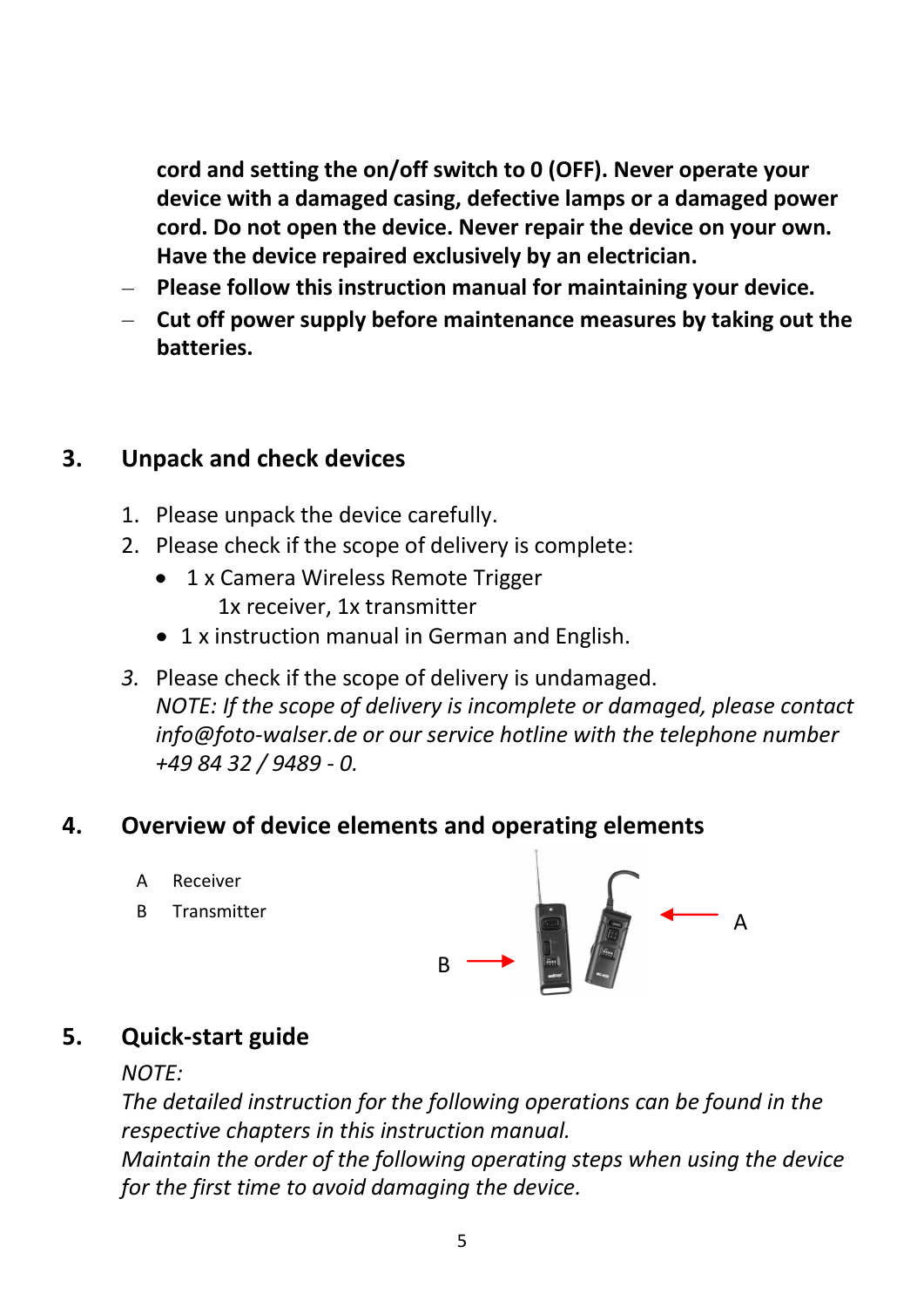**cord and setting the on/off switch to 0 (OFF). Never operate your device with a damaged casing, defective lamps or a damaged power cord. Do not open the device. Never repair the device on your own. Have the device repaired exclusively by an electrician.**

- **Please follow this instruction manual for maintaining your device.**
- **Cut off power supply before maintenance measures by taking out the batteries.**

## 3. Unpack and check devices

1. Please unpack the device carefully.
2. Please check if the scope of delivery is complete:
   - 1 x Camera Wireless Remote Trigger
     1x receiver, 1x transmitter
   - 1 x instruction manual in German and English.
3. Please check if the scope of delivery is undamaged.
   *NOTE: If the scope of delivery is incomplete or damaged, please contact info@foto-walser.de or our service hotline with the telephone number +49 84 32 / 9489 - 0.*

## 4. Overview of device elements and operating elements

A Receiver

B Transmitter

## 5. Quick-start guide

*NOTE:*

*The detailed instruction for the following operations can be found in the respective chapters in this instruction manual.*

*Maintain the order of the following operating steps when using the device for the first time to avoid damaging the device.*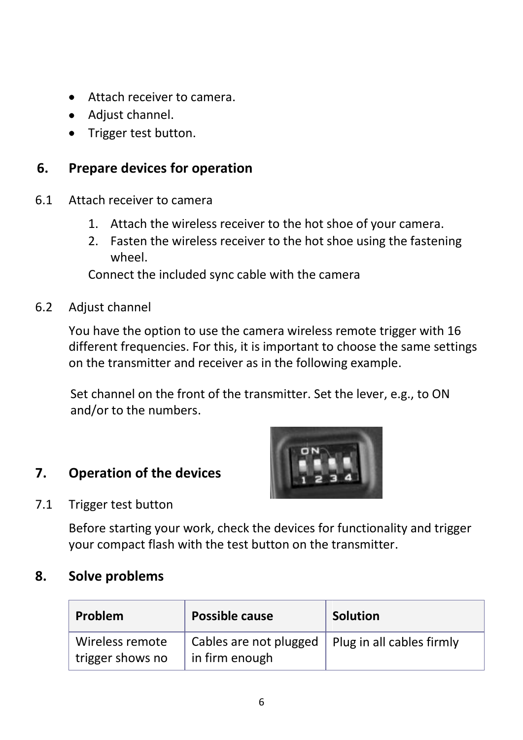- Attach receiver to camera.
- Adjust channel.
- Trigger test button.

## 6. Prepare devices for operation

6.1 Attach receiver to camera

1. Attach the wireless receiver to the hot shoe of your camera.
2. Fasten the wireless receiver to the hot shoe using the fastening wheel.

Connect the included sync cable with the camera

6.2 Adjust channel

You have the option to use the camera wireless remote trigger with 16 different frequencies. For this, it is important to choose the same settings on the transmitter and receiver as in the following example.

Set channel on the front of the transmitter. Set the lever, e.g., to ON and/or to the numbers.

## 7. Operation of the devices

7.1 Trigger test button

Before starting your work, check the devices for functionality and trigger your compact flash with the test button on the transmitter.

## 8. Solve problems

| Problem | Possible cause | Solution |
| --- | --- | --- |
| Wireless remote trigger shows no | Cables are not plugged in firm enough | Plug in all cables firmly |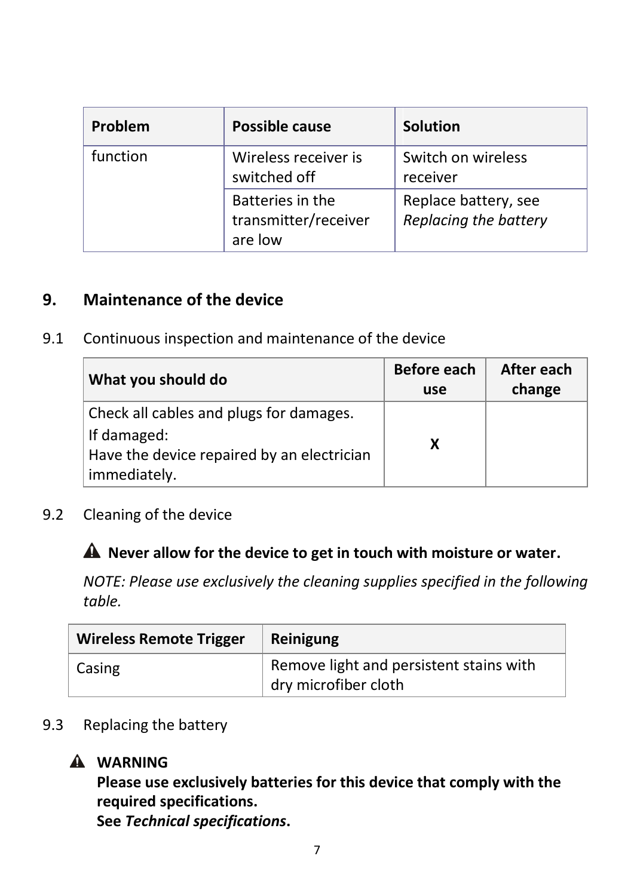| Problem | Possible cause | Solution |
| --- | --- | --- |
| function | Wireless receiver is switched off | Switch on wireless receiver |
| | Batteries in the transmitter/receiver are low | Replace battery, see *Replacing the battery* |

## 9. Maintenance of the device

### 9.1 Continuous inspection and maintenance of the device

| What you should do | Before each use | After each change |
| --- | --- | --- |
| Check all cables and plugs for damages.<br>If damaged:<br>Have the device repaired by an electrician immediately. | X | |

### 9.2 Cleaning of the device

⚠ **Never allow for the device to get in touch with moisture or water.**

*NOTE: Please use exclusively the cleaning supplies specified in the following table.*

| Wireless Remote Trigger | Reinigung |
| --- | --- |
| Casing | Remove light and persistent stains with dry microfiber cloth |

### 9.3 Replacing the battery

⚠ **WARNING**
**Please use exclusively batteries for this device that comply with the required specifications.**
**See *Technical specifications*.**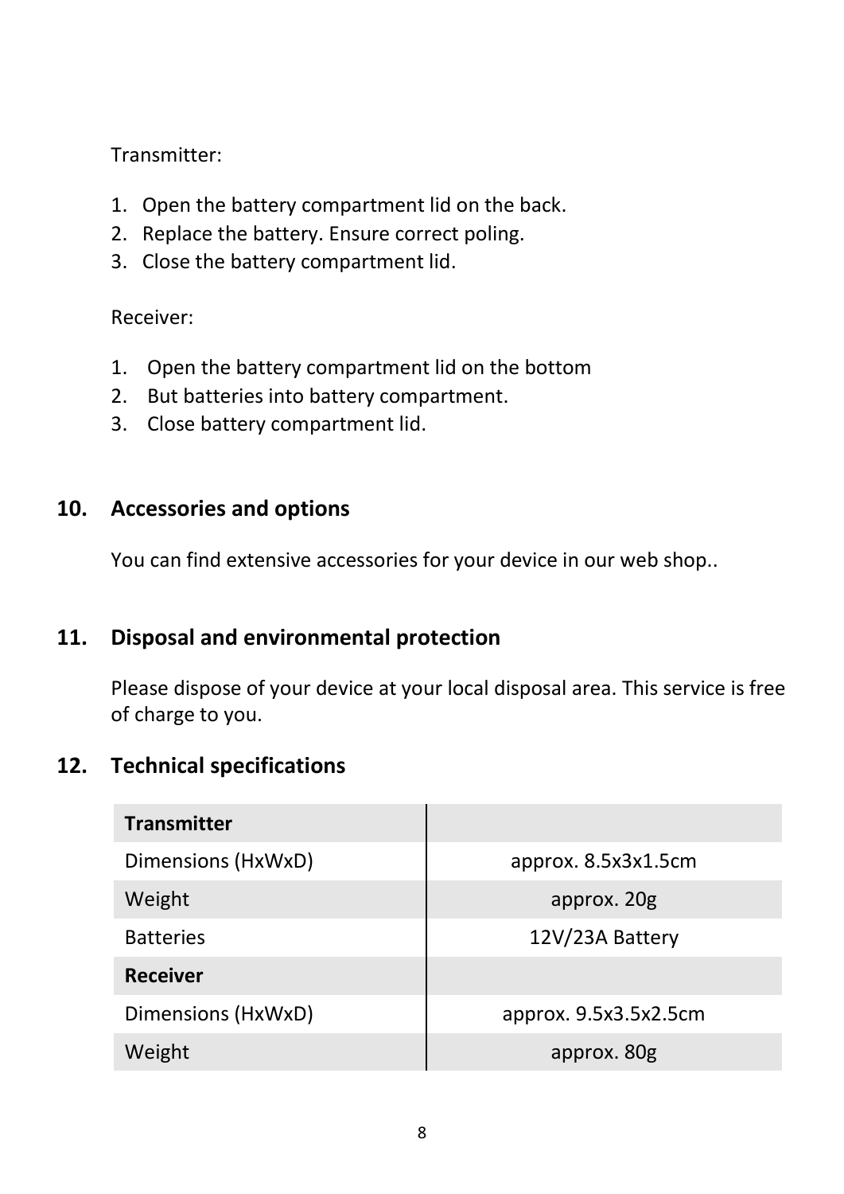Transmitter:

1. Open the battery compartment lid on the back.
2. Replace the battery. Ensure correct poling.
3. Close the battery compartment lid.

Receiver:

1. Open the battery compartment lid on the bottom
2. But batteries into battery compartment.
3. Close battery compartment lid.

## 10. Accessories and options

You can find extensive accessories for your device in our web shop..

## 11. Disposal and environmental protection

Please dispose of your device at your local disposal area. This service is free of charge to you.

## 12. Technical specifications

| **Transmitter** | |
|---|---|
| Dimensions (HxWxD) | approx. 8.5x3x1.5cm |
| Weight | approx. 20g |
| Batteries | 12V/23A Battery |
| **Receiver** | |
| Dimensions (HxWxD) | approx. 9.5x3.5x2.5cm |
| Weight | approx. 80g |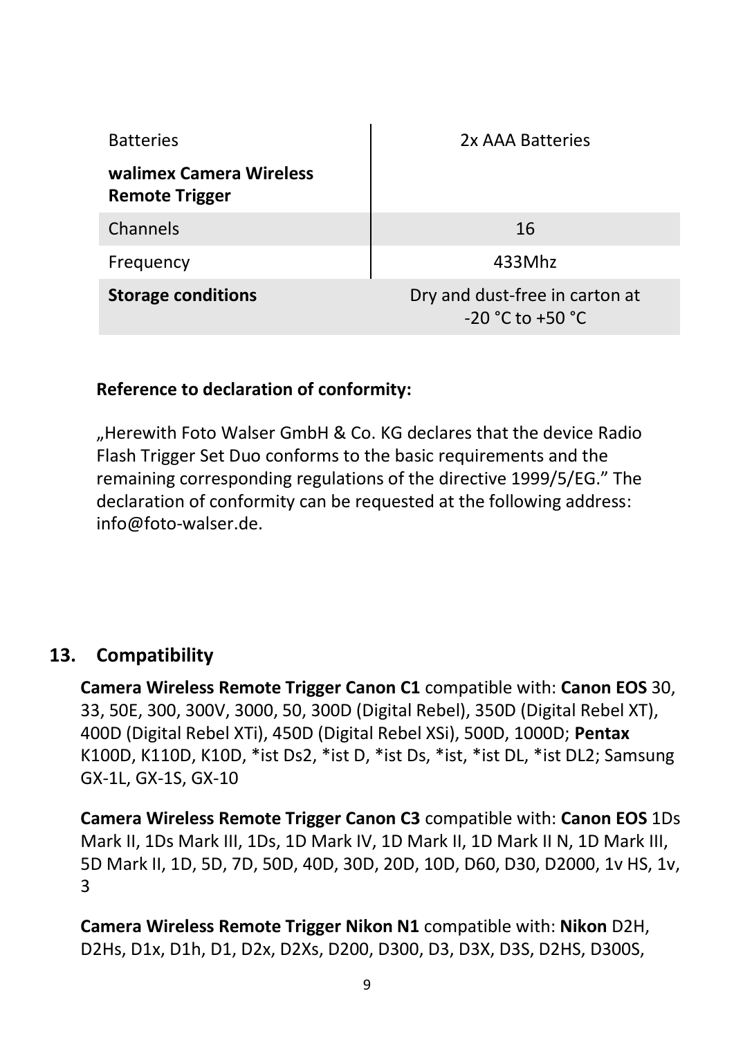| | |
|---|---|
| Batteries | 2x AAA Batteries |
| **walimex Camera Wireless Remote Trigger** | |
| Channels | 16 |
| Frequency | 433Mhz |
| **Storage conditions** | Dry and dust-free in carton at -20 °C to +50 °C |

**Reference to declaration of conformity:**

„Herewith Foto Walser GmbH & Co. KG declares that the device Radio Flash Trigger Set Duo conforms to the basic requirements and the remaining corresponding regulations of the directive 1999/5/EG." The declaration of conformity can be requested at the following address: info@foto-walser.de.

## 13. Compatibility

**Camera Wireless Remote Trigger Canon C1** compatible with: **Canon EOS** 30, 33, 50E, 300, 300V, 3000, 50, 300D (Digital Rebel), 350D (Digital Rebel XT), 400D (Digital Rebel XTi), 450D (Digital Rebel XSi), 500D, 1000D; **Pentax** K100D, K110D, K10D, *ist Ds2, *ist D, *ist Ds, *ist, *ist DL, *ist DL2; Samsung GX-1L, GX-1S, GX-10

**Camera Wireless Remote Trigger Canon C3** compatible with: **Canon EOS** 1Ds Mark II, 1Ds Mark III, 1Ds, 1D Mark IV, 1D Mark II, 1D Mark II N, 1D Mark III, 5D Mark II, 1D, 5D, 7D, 50D, 40D, 30D, 20D, 10D, D60, D30, D2000, 1v HS, 1v, 3

**Camera Wireless Remote Trigger Nikon N1** compatible with: **Nikon** D2H, D2Hs, D1x, D1h, D1, D2x, D2Xs, D200, D300, D3, D3X, D3S, D2HS, D300S,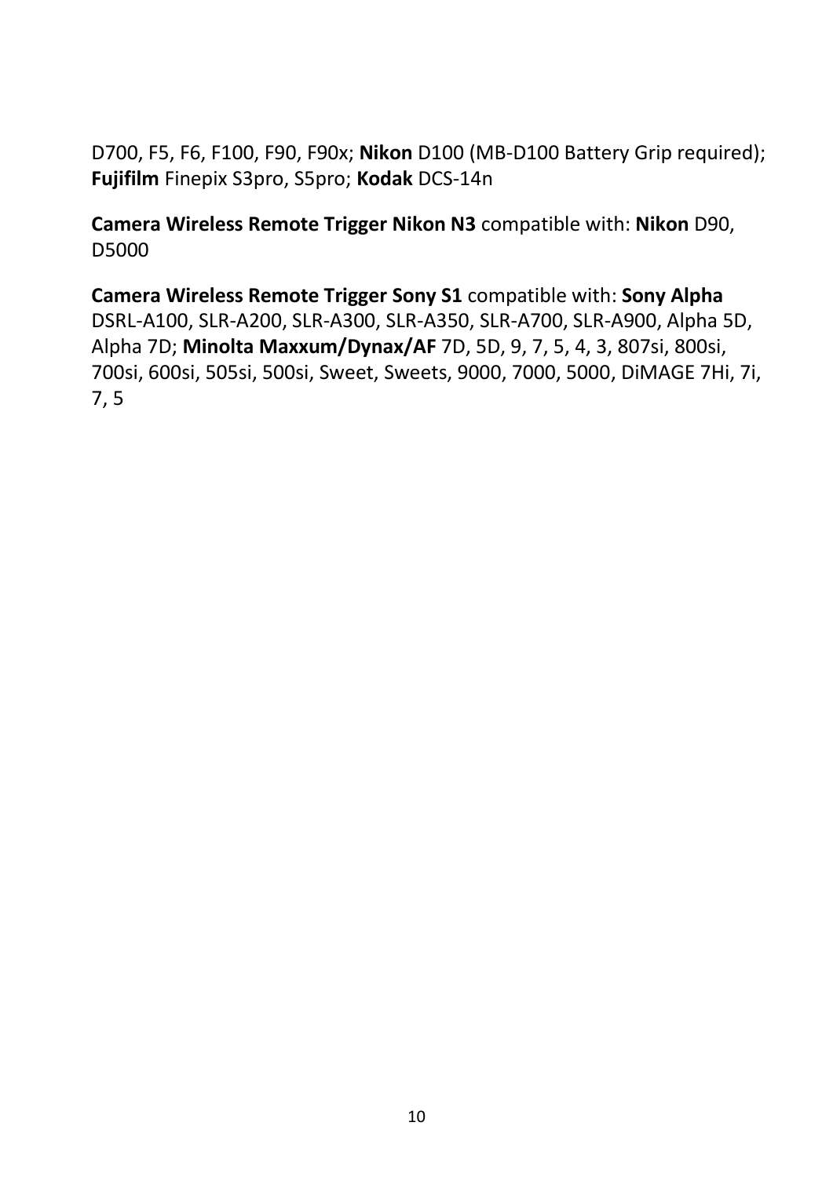D700, F5, F6, F100, F90, F90x; **Nikon** D100 (MB-D100 Battery Grip required); **Fujifilm** Finepix S3pro, S5pro; **Kodak** DCS-14n

**Camera Wireless Remote Trigger Nikon N3** compatible with: **Nikon** D90, D5000

**Camera Wireless Remote Trigger Sony S1** compatible with: **Sony Alpha** DSRL-A100, SLR-A200, SLR-A300, SLR-A350, SLR-A700, SLR-A900, Alpha 5D, Alpha 7D; **Minolta Maxxum/Dynax/AF** 7D, 5D, 9, 7, 5, 4, 3, 807si, 800si, 700si, 600si, 505si, 500si, Sweet, Sweets, 9000, 7000, 5000, DiMAGE 7Hi, 7i, 7, 5